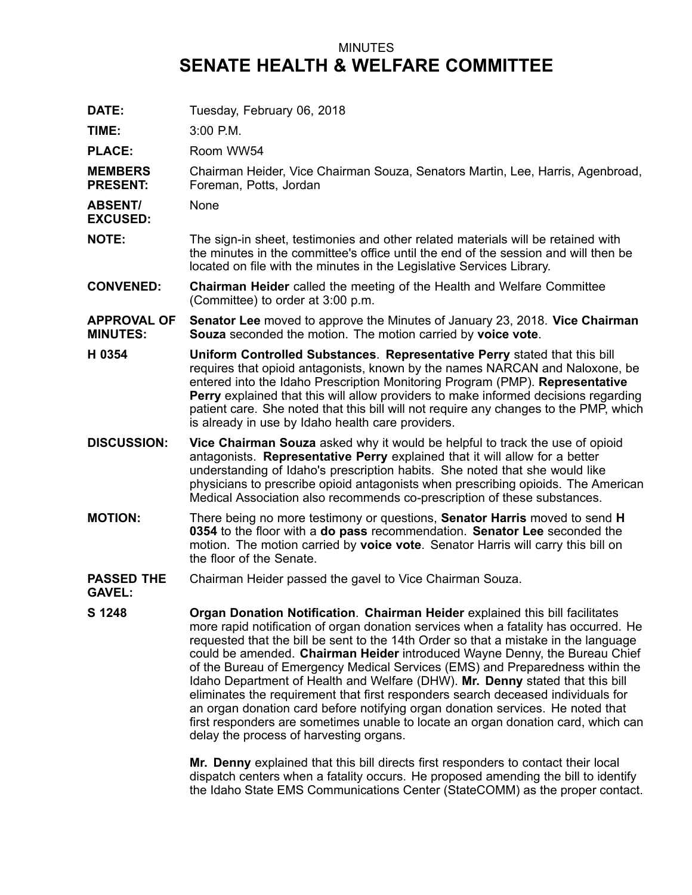MINUTES

# SENATE HEALTH & WELFARE COMMITTEE

**DATE:** Tuesday, February 06, 2018

**TIME:** 3:00 P.M.

**PLACE:** Room WW54

**MEMBERS PRESENT:** Chairman Heider, Vice Chairman Souza, Senators Martin, Lee, Harris, Agenbroad, Foreman, Potts, Jordan

**ABSENT/ EXCUSED:** None

**NOTE:** The sign-in sheet, testimonies and other related materials will be retained with the minutes in the committee's office until the end of the session and will then be located on file with the minutes in the Legislative Services Library.

**CONVENED:** **Chairman Heider** called the meeting of the Health and Welfare Committee (Committee) to order at 3:00 p.m.

**APPROVAL OF MINUTES:** **Senator Lee** moved to approve the Minutes of January 23, 2018. **Vice Chairman Souza** seconded the motion. The motion carried by **voice vote**.

**H 0354** **Uniform Controlled Substances**. **Representative Perry** stated that this bill requires that opioid antagonists, known by the names NARCAN and Naloxone, be entered into the Idaho Prescription Monitoring Program (PMP). **Representative Perry** explained that this will allow providers to make informed decisions regarding patient care. She noted that this bill will not require any changes to the PMP, which is already in use by Idaho health care providers.

**DISCUSSION:** **Vice Chairman Souza** asked why it would be helpful to track the use of opioid antagonists. **Representative Perry** explained that it will allow for a better understanding of Idaho's prescription habits. She noted that she would like physicians to prescribe opioid antagonists when prescribing opioids. The American Medical Association also recommends co-prescription of these substances.

**MOTION:** There being no more testimony or questions, **Senator Harris** moved to send **H 0354** to the floor with a **do pass** recommendation. **Senator Lee** seconded the motion. The motion carried by **voice vote**. Senator Harris will carry this bill on the floor of the Senate.

**PASSED THE GAVEL:** Chairman Heider passed the gavel to Vice Chairman Souza.

**S 1248** **Organ Donation Notification**. **Chairman Heider** explained this bill facilitates more rapid notification of organ donation services when a fatality has occurred. He requested that the bill be sent to the 14th Order so that a mistake in the language could be amended. **Chairman Heider** introduced Wayne Denny, the Bureau Chief of the Bureau of Emergency Medical Services (EMS) and Preparedness within the Idaho Department of Health and Welfare (DHW). **Mr. Denny** stated that this bill eliminates the requirement that first responders search deceased individuals for an organ donation card before notifying organ donation services. He noted that first responders are sometimes unable to locate an organ donation card, which can delay the process of harvesting organs.

**Mr. Denny** explained that this bill directs first responders to contact their local dispatch centers when a fatality occurs. He proposed amending the bill to identify the Idaho State EMS Communications Center (StateCOMM) as the proper contact.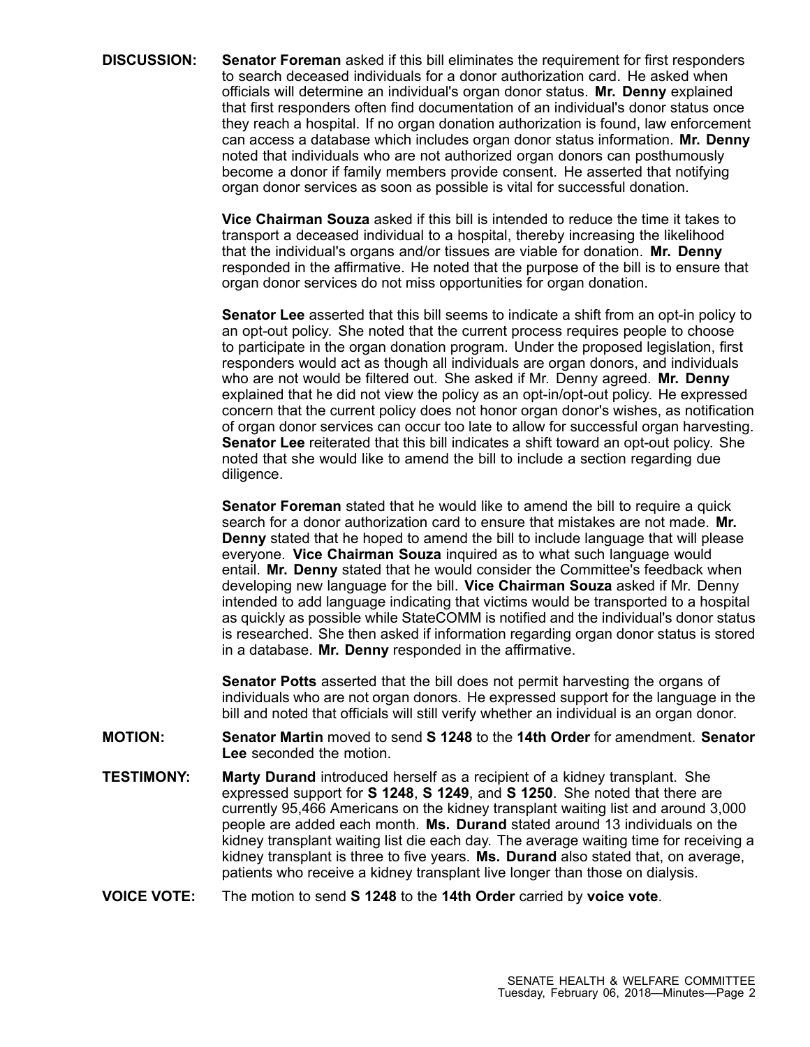**DISCUSSION:** **Senator Foreman** asked if this bill eliminates the requirement for first responders to search deceased individuals for a donor authorization card. He asked when officials will determine an individual's organ donor status. **Mr. Denny** explained that first responders often find documentation of an individual's donor status once they reach a hospital. If no organ donation authorization is found, law enforcement can access a database which includes organ donor status information. **Mr. Denny** noted that individuals who are not authorized organ donors can posthumously become a donor if family members provide consent. He asserted that notifying organ donor services as soon as possible is vital for successful donation.

**Vice Chairman Souza** asked if this bill is intended to reduce the time it takes to transport a deceased individual to a hospital, thereby increasing the likelihood that the individual's organs and/or tissues are viable for donation. **Mr. Denny** responded in the affirmative. He noted that the purpose of the bill is to ensure that organ donor services do not miss opportunities for organ donation.

**Senator Lee** asserted that this bill seems to indicate a shift from an opt-in policy to an opt-out policy. She noted that the current process requires people to choose to participate in the organ donation program. Under the proposed legislation, first responders would act as though all individuals are organ donors, and individuals who are not would be filtered out. She asked if Mr. Denny agreed. **Mr. Denny** explained that he did not view the policy as an opt-in/opt-out policy. He expressed concern that the current policy does not honor organ donor's wishes, as notification of organ donor services can occur too late to allow for successful organ harvesting. **Senator Lee** reiterated that this bill indicates a shift toward an opt-out policy. She noted that she would like to amend the bill to include a section regarding due diligence.

**Senator Foreman** stated that he would like to amend the bill to require a quick search for a donor authorization card to ensure that mistakes are not made. **Mr. Denny** stated that he hoped to amend the bill to include language that will please everyone. **Vice Chairman Souza** inquired as to what such language would entail. **Mr. Denny** stated that he would consider the Committee's feedback when developing new language for the bill. **Vice Chairman Souza** asked if Mr. Denny intended to add language indicating that victims would be transported to a hospital as quickly as possible while StateCOMM is notified and the individual's donor status is researched. She then asked if information regarding organ donor status is stored in a database. **Mr. Denny** responded in the affirmative.

**Senator Potts** asserted that the bill does not permit harvesting the organs of individuals who are not organ donors. He expressed support for the language in the bill and noted that officials will still verify whether an individual is an organ donor.

**MOTION:** **Senator Martin** moved to send **S 1248** to the **14th Order** for amendment. **Senator Lee** seconded the motion.

**TESTIMONY:** **Marty Durand** introduced herself as a recipient of a kidney transplant. She expressed support for **S 1248**, **S 1249**, and **S 1250**. She noted that there are currently 95,466 Americans on the kidney transplant waiting list and around 3,000 people are added each month. **Ms. Durand** stated around 13 individuals on the kidney transplant waiting list die each day. The average waiting time for receiving a kidney transplant is three to five years. **Ms. Durand** also stated that, on average, patients who receive a kidney transplant live longer than those on dialysis.

**VOICE VOTE:** The motion to send **S 1248** to the **14th Order** carried by **voice vote**.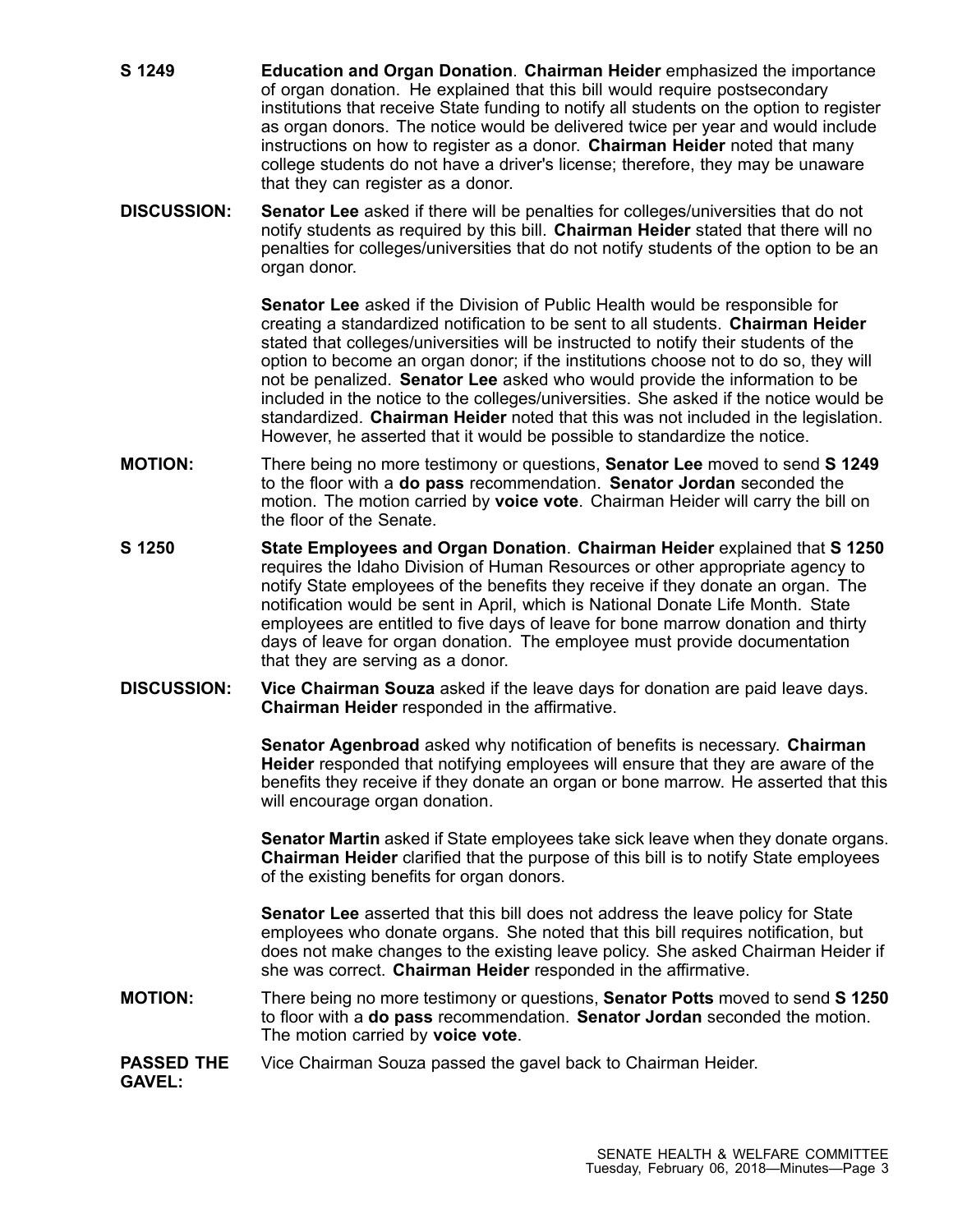**S 1249** **Education and Organ Donation**. **Chairman Heider** emphasized the importance of organ donation. He explained that this bill would require postsecondary institutions that receive State funding to notify all students on the option to register as organ donors. The notice would be delivered twice per year and would include instructions on how to register as a donor. **Chairman Heider** noted that many college students do not have a driver's license; therefore, they may be unaware that they can register as a donor.

**DISCUSSION:** **Senator Lee** asked if there will be penalties for colleges/universities that do not notify students as required by this bill. **Chairman Heider** stated that there will no penalties for colleges/universities that do not notify students of the option to be an organ donor.

**Senator Lee** asked if the Division of Public Health would be responsible for creating a standardized notification to be sent to all students. **Chairman Heider** stated that colleges/universities will be instructed to notify their students of the option to become an organ donor; if the institutions choose not to do so, they will not be penalized. **Senator Lee** asked who would provide the information to be included in the notice to the colleges/universities. She asked if the notice would be standardized. **Chairman Heider** noted that this was not included in the legislation. However, he asserted that it would be possible to standardize the notice.

**MOTION:** There being no more testimony or questions, **Senator Lee** moved to send **S 1249** to the floor with a **do pass** recommendation. **Senator Jordan** seconded the motion. The motion carried by **voice vote**. Chairman Heider will carry the bill on the floor of the Senate.

**S 1250** **State Employees and Organ Donation**. **Chairman Heider** explained that **S 1250** requires the Idaho Division of Human Resources or other appropriate agency to notify State employees of the benefits they receive if they donate an organ. The notification would be sent in April, which is National Donate Life Month. State employees are entitled to five days of leave for bone marrow donation and thirty days of leave for organ donation. The employee must provide documentation that they are serving as a donor.

**DISCUSSION:** **Vice Chairman Souza** asked if the leave days for donation are paid leave days. **Chairman Heider** responded in the affirmative.

**Senator Agenbroad** asked why notification of benefits is necessary. **Chairman Heider** responded that notifying employees will ensure that they are aware of the benefits they receive if they donate an organ or bone marrow. He asserted that this will encourage organ donation.

**Senator Martin** asked if State employees take sick leave when they donate organs. **Chairman Heider** clarified that the purpose of this bill is to notify State employees of the existing benefits for organ donors.

**Senator Lee** asserted that this bill does not address the leave policy for State employees who donate organs. She noted that this bill requires notification, but does not make changes to the existing leave policy. She asked Chairman Heider if she was correct. **Chairman Heider** responded in the affirmative.

**MOTION:** There being no more testimony or questions, **Senator Potts** moved to send **S 1250** to floor with a **do pass** recommendation. **Senator Jordan** seconded the motion. The motion carried by **voice vote**.

**PASSED THE GAVEL:** Vice Chairman Souza passed the gavel back to Chairman Heider.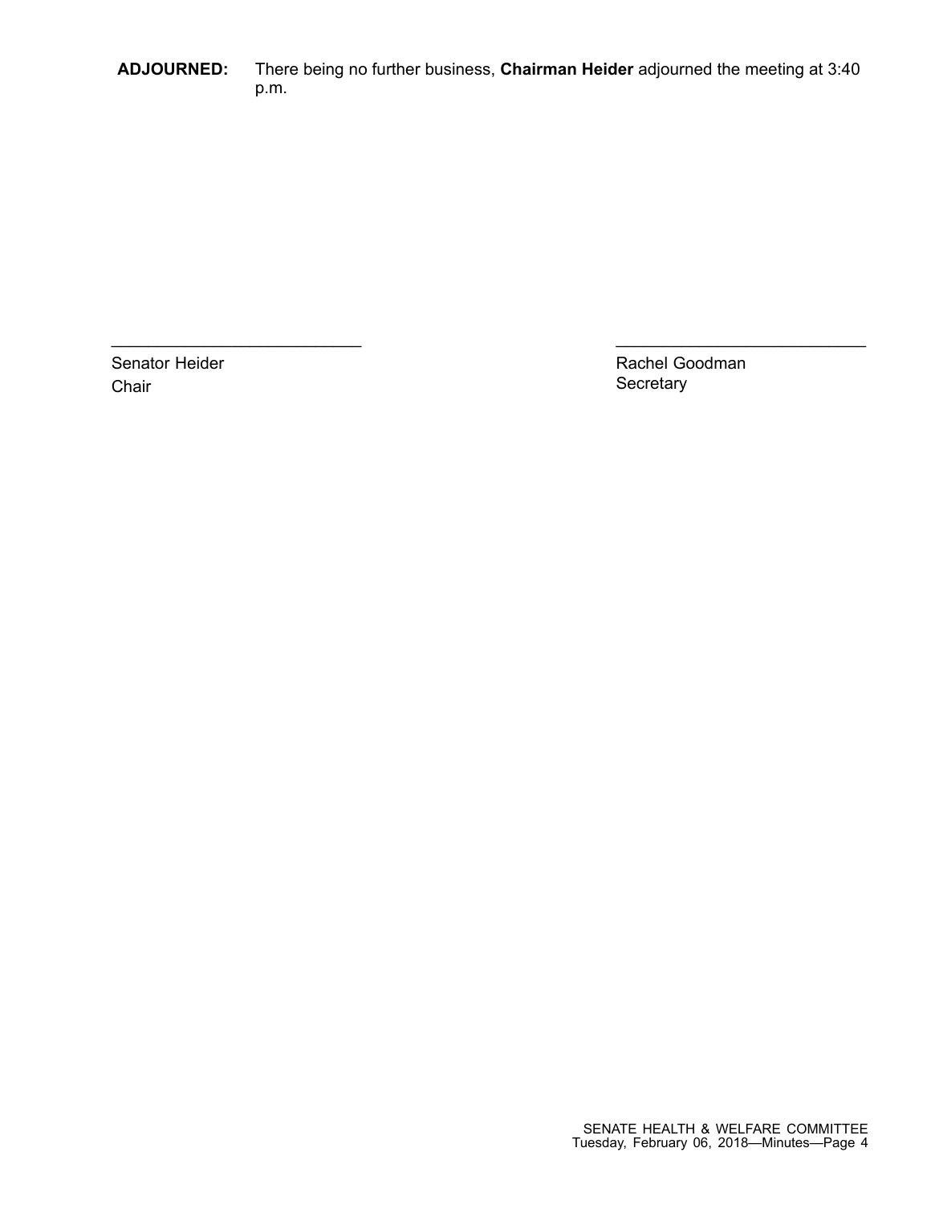**ADJOURNED:** There being no further business, **Chairman Heider** adjourned the meeting at 3:40 p.m.

| | |
|---|---|
| ___________________________ | ___________________________ |
| Senator Heider | Rachel Goodman |
| Chair | Secretary |